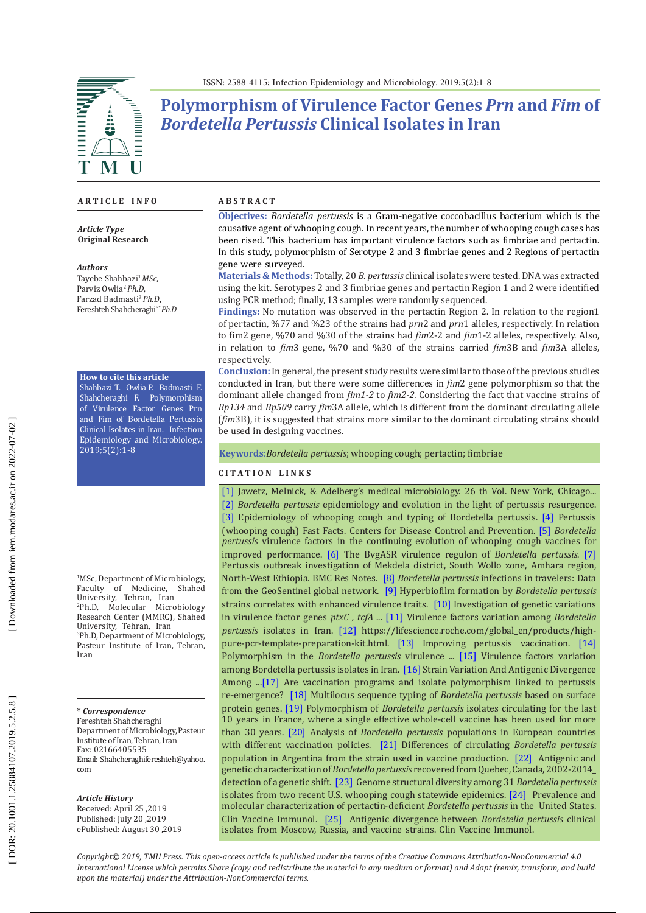ISSN: 2588-4115; Infection Epidemiology and Microbiology. 2019;5(2):1-8

# Polymorphism of Virulence Factor Genes *Prn* and *Fim* of *Bordetella Pertussis* Clinical Isolates in Iran

## ARTICLE INFO

***Article Type***
**Original Research**

***Authors***
Tayebe Shahbazi[1] *MSc*,
Parviz Owlia[2] *Ph.D*,
Farzad Badmasti[3] *Ph.D*,
Fereshteh Shahcheraghi[3*] *Ph.D*

**How to cite this article**
Shahbazi T. Owlia P. Badmasti F. Shahcheraghi F. Polymorphism of Virulence Factor Genes Prn and Fim of Bordetella Pertussis Clinical Isolates in Iran. Infection Epidemiology and Microbiology. 2019;5(2):1-8

[1]MSc, Department of Microbiology, Faculty of Medicine, Shahed University, Tehran, Iran
[2]Ph.D, Molecular Microbiology Research Center (MMRC), Shahed University, Tehran, Iran
[3]Ph.D, Department of Microbiology, Pasteur Institute of Iran, Tehran, Iran

***\* Correspondence***
Fereshteh Shahcheraghi
Department of Microbiology, Pasteur Institute of Iran, Tehran, Iran
Fax: 02166405535
Email: Shahcheraghifereshteh@yahoo.com

***Article History***
Received: April 25 ,2019
Published: July 20 ,2019
ePublished: August 30 ,2019

## ABSTRACT

**Objectives:** *Bordetella pertussis* is a Gram-negative coccobacillus bacterium which is the causative agent of whooping cough. In recent years, the number of whooping cough cases has been rised. This bacterium has important virulence factors such as fimbriae and pertactin. In this study, polymorphism of Serotype 2 and 3 fimbriae genes and 2 Regions of pertactin gene were surveyed.

**Materials & Methods:** Totally, 20 *B. pertussis* clinical isolates were tested. DNA was extracted using the kit. Serotypes 2 and 3 fimbriae genes and pertactin Region 1 and 2 were identified using PCR method; finally, 13 samples were randomly sequenced.

**Findings:** No mutation was observed in the pertactin Region 2. In relation to the region1 of pertactin, %77 and %23 of the strains had *prn*2 and *prn*1 alleles, respectively. In relation to fim2 gene, %70 and %30 of the strains had *fim*2-2 and *fim*1-2 alleles, respectively. Also, in relation to *fim*3 gene, %70 and %30 of the strains carried *fim*3B and *fim*3A alleles, respectively.

**Conclusion:** In general, the present study results were similar to those of the previous studies conducted in Iran, but there were some differences in *fim*2 gene polymorphism so that the dominant allele changed from *fim1-2* to *fim2-2*. Considering the fact that vaccine strains of *Bp134* and *Bp509* carry *fim*3A allele, which is different from the dominant circulating allele (*fim*3B), it is suggested that strains more similar to the dominant circulating strains should be used in designing vaccines.

**Keywords**: *Bordetella pertussis*; whooping cough; pertactin; fimbriae

## CITATION LINKS

[1] Jawetz, Melnick, & Adelberg's medical microbiology. 26 th Vol. New York, Chicago... [2] *Bordetella pertussis* epidemiology and evolution in the light of pertussis resurgence. [3] Epidemiology of whooping cough and typing of Bordetella pertussis. [4] Pertussis (whooping cough) Fast Facts. Centers for Disease Control and Prevention. [5] *Bordetella pertussis* virulence factors in the continuing evolution of whooping cough vaccines for improved performance. [6] The BvgASR virulence regulon of *Bordetella pertussis*. [7] Pertussis outbreak investigation of Mekdela district, South Wollo zone, Amhara region, North-West Ethiopia. BMC Res Notes. [8] *Bordetella pertussis* infections in travelers: Data from the GeoSentinel global network. [9] Hyperbiofilm formation by *Bordetella pertussis* strains correlates with enhanced virulence traits. [10] Investigation of genetic variations in virulence factor genes *ptxC* , *tcfA* ... [11] Virulence factors variation among *Bordetella pertussis* isolates in Iran. [12] https://lifescience.roche.com/global_en/products/high-pure-pcr-template-preparation-kit.html. [13] Improving pertussis vaccination. [14] Polymorphism in the *Bordetella pertussis* virulence ... [15] Virulence factors variation among Bordetella pertussis isolates in Iran. [16] Strain Variation And Antigenic Divergence Among ...[17] Are vaccination programs and isolate polymorphism linked to pertussis re-emergence? [18] Multilocus sequence typing of *Bordetella pertussis* based on surface protein genes. [19] Polymorphism of *Bordetella pertussis* isolates circulating for the last 10 years in France, where a single effective whole-cell vaccine has been used for more than 30 years. [20] Analysis of *Bordetella pertussis* populations in European countries with different vaccination policies. [21] Differences of circulating *Bordetella pertussis* population in Argentina from the strain used in vaccine production. [22] Antigenic and genetic characterization of *Bordetella pertussis* recovered from Quebec, Canada, 2002-2014_ detection of a genetic shift. [23] Genome structural diversity among 31 *Bordetella pertussis* isolates from two recent U.S. whooping cough statewide epidemics. [24] Prevalence and molecular characterization of pertactin-deficient *Bordetella pertussis* in the United States. Clin Vaccine Immunol. [25] Antigenic divergence between *Bordetella pertussis* clinical isolates from Moscow, Russia, and vaccine strains. Clin Vaccine Immunol.

*Copyright© 2019, TMU Press. This open-access article is published under the terms of the Creative Commons Attribution-NonCommercial 4.0 International License which permits Share (copy and redistribute the material in any medium or format) and Adapt (remix, transform, and build upon the material) under the Attribution-NonCommercial terms.*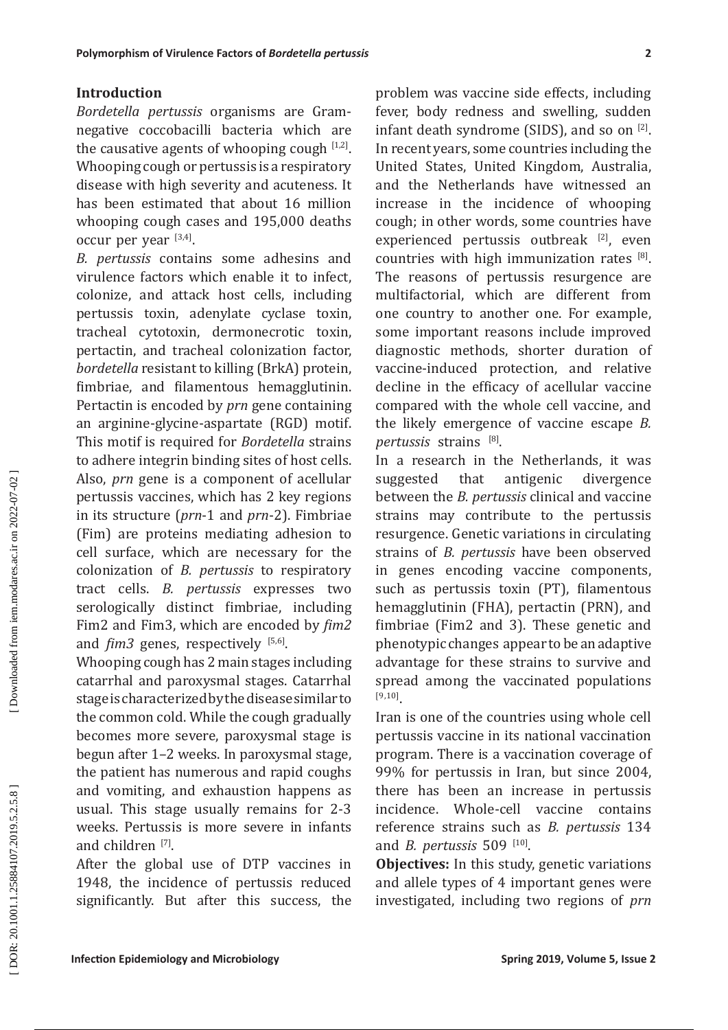## Introduction

*Bordetella pertussis* organisms are Gram-negative coccobacilli bacteria which are the causative agents of whooping cough [1,2]. Whooping cough or pertussis is a respiratory disease with high severity and acuteness. It has been estimated that about 16 million whooping cough cases and 195,000 deaths occur per year [3,4].

*B. pertussis* contains some adhesins and virulence factors which enable it to infect, colonize, and attack host cells, including pertussis toxin, adenylate cyclase toxin, tracheal cytotoxin, dermonecrotic toxin, pertactin, and tracheal colonization factor, *bordetella* resistant to killing (BrkA) protein, fimbriae, and filamentous hemagglutinin. Pertactin is encoded by *prn* gene containing an arginine-glycine-aspartate (RGD) motif. This motif is required for *Bordetella* strains to adhere integrin binding sites of host cells. Also, *prn* gene is a component of acellular pertussis vaccines, which has 2 key regions in its structure (*prn*-1 and *prn*-2). Fimbriae (Fim) are proteins mediating adhesion to cell surface, which are necessary for the colonization of *B. pertussis* to respiratory tract cells. *B. pertussis* expresses two serologically distinct fimbriae, including Fim2 and Fim3, which are encoded by *fim2* and *fim3* genes, respectively [5,6].

Whooping cough has 2 main stages including catarrhal and paroxysmal stages. Catarrhal stage is characterized by the disease similar to the common cold. While the cough gradually becomes more severe, paroxysmal stage is begun after 1–2 weeks. In paroxysmal stage, the patient has numerous and rapid coughs and vomiting, and exhaustion happens as usual. This stage usually remains for 2-3 weeks. Pertussis is more severe in infants and children [7].

After the global use of DTP vaccines in 1948, the incidence of pertussis reduced significantly. But after this success, the problem was vaccine side effects, including fever, body redness and swelling, sudden infant death syndrome (SIDS), and so on [2]. In recent years, some countries including the United States, United Kingdom, Australia, and the Netherlands have witnessed an increase in the incidence of whooping cough; in other words, some countries have experienced pertussis outbreak [2], even countries with high immunization rates [8]. The reasons of pertussis resurgence are multifactorial, which are different from one country to another one. For example, some important reasons include improved diagnostic methods, shorter duration of vaccine-induced protection, and relative decline in the efficacy of acellular vaccine compared with the whole cell vaccine, and the likely emergence of vaccine escape *B. pertussis* strains [8].

In a research in the Netherlands, it was suggested that antigenic divergence between the *B. pertussis* clinical and vaccine strains may contribute to the pertussis resurgence. Genetic variations in circulating strains of *B. pertussis* have been observed in genes encoding vaccine components, such as pertussis toxin (PT), filamentous hemagglutinin (FHA), pertactin (PRN), and fimbriae (Fim2 and 3). These genetic and phenotypic changes appear to be an adaptive advantage for these strains to survive and spread among the vaccinated populations [9,10].

Iran is one of the countries using whole cell pertussis vaccine in its national vaccination program. There is a vaccination coverage of 99% for pertussis in Iran, but since 2004, there has been an increase in pertussis incidence. Whole-cell vaccine contains reference strains such as *B. pertussis* 134 and *B. pertussis* 509 [10].

**Objectives:** In this study, genetic variations and allele types of 4 important genes were investigated, including two regions of *prn*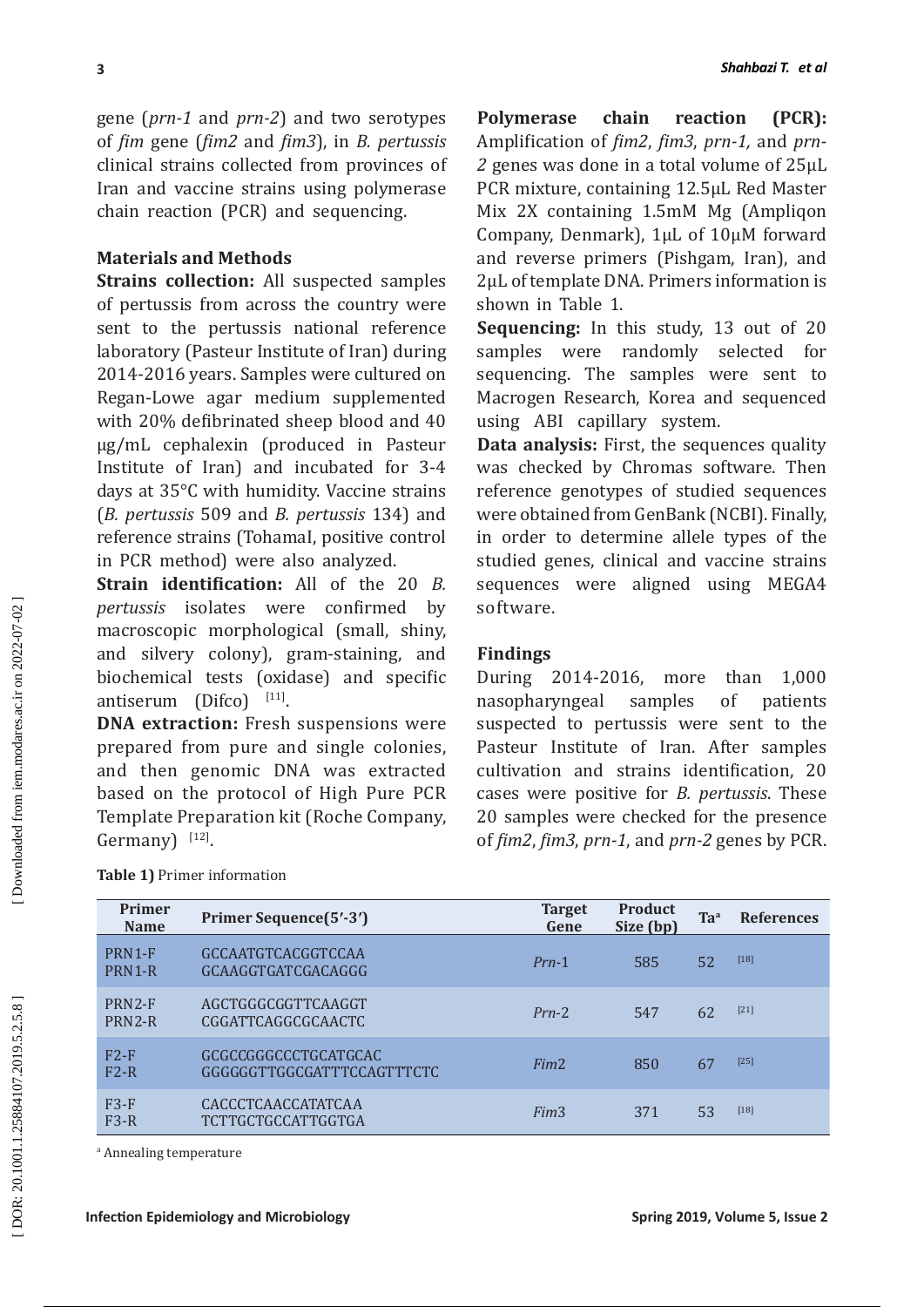gene (*prn-1* and *prn-2*) and two serotypes of *fim* gene (*fim2* and *fim3*), in *B. pertussis* clinical strains collected from provinces of Iran and vaccine strains using polymerase chain reaction (PCR) and sequencing.

## Materials and Methods

**Strains collection:** All suspected samples of pertussis from across the country were sent to the pertussis national reference laboratory (Pasteur Institute of Iran) during 2014-2016 years. Samples were cultured on Regan-Lowe agar medium supplemented with 20% defibrinated sheep blood and 40 µg/mL cephalexin (produced in Pasteur Institute of Iran) and incubated for 3-4 days at 35°C with humidity. Vaccine strains (*B. pertussis* 509 and *B. pertussis* 134) and reference strains (TohamaI, positive control in PCR method) were also analyzed.

**Strain identification:** All of the 20 *B. pertussis* isolates were confirmed by macroscopic morphological (small, shiny, and silvery colony), gram-staining, and biochemical tests (oxidase) and specific antiserum (Difco) [11].

**DNA extraction:** Fresh suspensions were prepared from pure and single colonies, and then genomic DNA was extracted based on the protocol of High Pure PCR Template Preparation kit (Roche Company, Germany) [12].

**Polymerase chain reaction (PCR):** Amplification of *fim2*, *fim3*, *prn-1,* and *prn-2* genes was done in a total volume of 25µL PCR mixture, containing 12.5µL Red Master Mix 2X containing 1.5mM Mg (Ampliqon Company, Denmark), 1µL of 10µM forward and reverse primers (Pishgam, Iran), and 2µL of template DNA. Primers information is shown in Table 1.

**Sequencing:** In this study, 13 out of 20 samples were randomly selected for sequencing. The samples were sent to Macrogen Research, Korea and sequenced using ABI capillary system.

**Data analysis:** First, the sequences quality was checked by Chromas software. Then reference genotypes of studied sequences were obtained from GenBank (NCBI). Finally, in order to determine allele types of the studied genes, clinical and vaccine strains sequences were aligned using MEGA4 software.

## Findings

During 2014-2016, more than 1,000 nasopharyngeal samples of patients suspected to pertussis were sent to the Pasteur Institute of Iran. After samples cultivation and strains identification, 20 cases were positive for *B. pertussis*. These 20 samples were checked for the presence of *fim2*, *fim3*, *prn-1*, and *prn-2* genes by PCR.

**Table 1)** Primer information

| Primer Name | Primer Sequence(5′-3′) | Target Gene | Product Size (bp) | Ta[a] | References |
|---|---|---|---|---|---|
| PRN1-F<br>PRN1-R | GCCAATGTCACGGTCCAA<br>GCAAGGTGATCGACAGGG | *Prn*-1 | 585 | 52 | [18] |
| PRN2-F<br>PRN2-R | AGCTGGGCGGTTCAAGGT<br>CGGATTCAGGCGCAACTC | *Prn*-2 | 547 | 62 | [21] |
| F2-F<br>F2-R | GCGCCGGGCCCTGCATGCAC<br>GGGGGGTTGGCGATTTCCAGTTTCTC | *Fim*2 | 850 | 67 | [25] |
| F3-F<br>F3-R | CACCCTCAACCATATCAA<br>TCTTGCTGCCATTGGTGA | *Fim*3 | 371 | 53 | [18] |

[a] Annealing temperature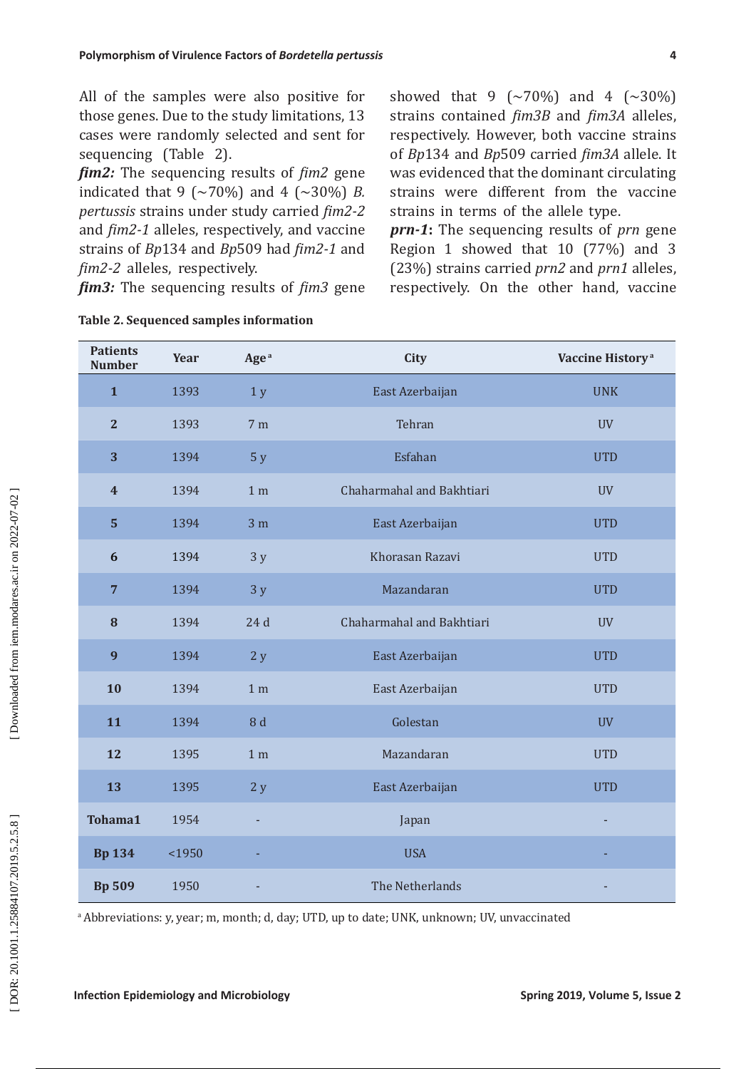All of the samples were also positive for those genes. Due to the study limitations, 13 cases were randomly selected and sent for sequencing (Table 2).

***fim2:*** The sequencing results of *fim2* gene indicated that 9 (~70%) and 4 (~30%) *B. pertussis* strains under study carried *fim2-2* and *fim2-1* alleles, respectively, and vaccine strains of *Bp*134 and *Bp*509 had *fim2-1* and *fim2-2* alleles, respectively.

***fim3:*** The sequencing results of *fim3* gene showed that 9 (~70%) and 4 (~30%) strains contained *fim3B* and *fim3A* alleles, respectively. However, both vaccine strains of *Bp*134 and *Bp*509 carried *fim3A* allele. It was evidenced that the dominant circulating strains were different from the vaccine strains in terms of the allele type.

***prn-1*:** The sequencing results of *prn* gene Region 1 showed that 10 (77%) and 3 (23%) strains carried *prn2* and *prn1* alleles, respectively. On the other hand, vaccine

**Table 2. Sequenced samples information**

| Patients Number | Year | Age [a] | City | Vaccine History [a] |
|---|---|---|---|---|
| **1** | 1393 | 1 y | East Azerbaijan | UNK |
| **2** | 1393 | 7 m | Tehran | UV |
| **3** | 1394 | 5 y | Esfahan | UTD |
| **4** | 1394 | 1 m | Chaharmahal and Bakhtiari | UV |
| **5** | 1394 | 3 m | East Azerbaijan | UTD |
| **6** | 1394 | 3 y | Khorasan Razavi | UTD |
| **7** | 1394 | 3 y | Mazandaran | UTD |
| **8** | 1394 | 24 d | Chaharmahal and Bakhtiari | UV |
| **9** | 1394 | 2 y | East Azerbaijan | UTD |
| **10** | 1394 | 1 m | East Azerbaijan | UTD |
| **11** | 1394 | 8 d | Golestan | UV |
| **12** | 1395 | 1 m | Mazandaran | UTD |
| **13** | 1395 | 2 y | East Azerbaijan | UTD |
| **Tohama1** | 1954 | - | Japan | - |
| **Bp 134** | <1950 | - | USA | - |
| **Bp 509** | 1950 | - | The Netherlands | - |

[a] Abbreviations: y, year; m, month; d, day; UTD, up to date; UNK, unknown; UV, unvaccinated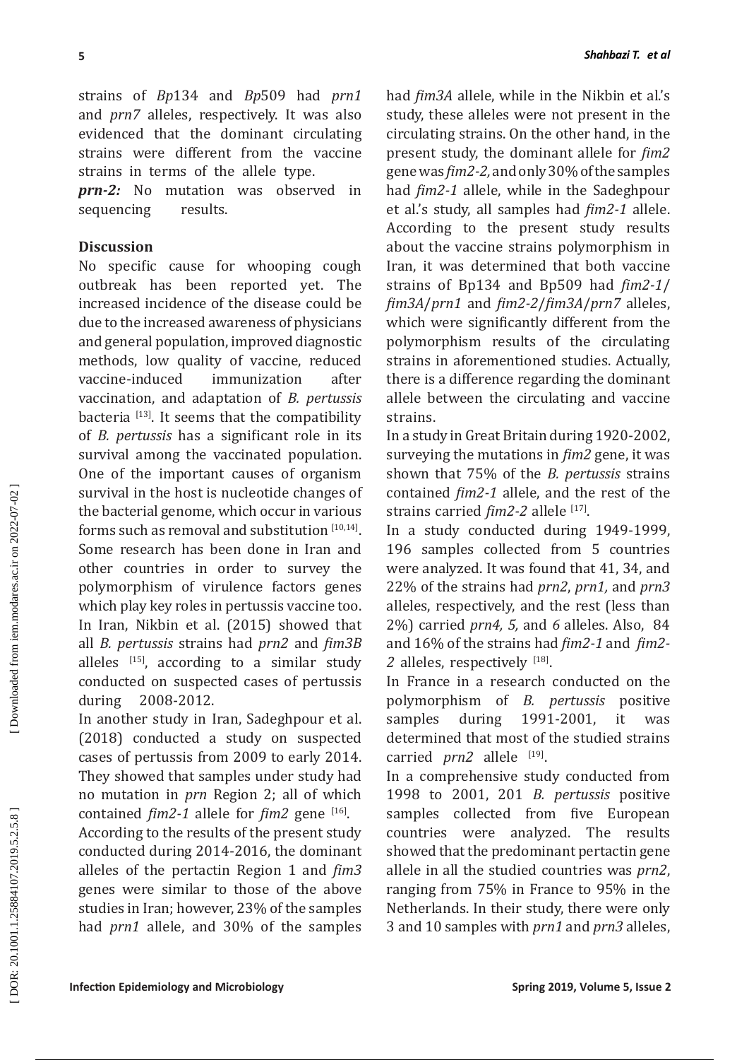strains of *Bp*134 and *Bp*509 had *prn1* and *prn7* alleles, respectively. It was also evidenced that the dominant circulating strains were different from the vaccine strains in terms of the allele type.

***prn-2:*** No mutation was observed in sequencing results.

## Discussion

No specific cause for whooping cough outbreak has been reported yet. The increased incidence of the disease could be due to the increased awareness of physicians and general population, improved diagnostic methods, low quality of vaccine, reduced vaccine-induced immunization after vaccination, and adaptation of *B. pertussis* bacteria [13]. It seems that the compatibility of *B. pertussis* has a significant role in its survival among the vaccinated population. One of the important causes of organism survival in the host is nucleotide changes of the bacterial genome, which occur in various forms such as removal and substitution [10,14]. Some research has been done in Iran and other countries in order to survey the polymorphism of virulence factors genes which play key roles in pertussis vaccine too. In Iran, Nikbin et al. (2015) showed that all *B. pertussis* strains had *prn2* and *fim3B* alleles [15], according to a similar study conducted on suspected cases of pertussis during 2008-2012.

In another study in Iran, Sadeghpour et al. (2018) conducted a study on suspected cases of pertussis from 2009 to early 2014. They showed that samples under study had no mutation in *prn* Region 2; all of which contained *fim2-1* allele for *fim2* gene [16].

According to the results of the present study conducted during 2014-2016, the dominant alleles of the pertactin Region 1 and *fim3* genes were similar to those of the above studies in Iran; however, 23% of the samples had *prn1* allele, and 30% of the samples had *fim3A* allele, while in the Nikbin et al.'s study, these alleles were not present in the circulating strains. On the other hand, in the present study, the dominant allele for *fim2* gene was *fim2-2,* and only 30% of the samples had *fim2-1* allele, while in the Sadeghpour et al.'s study, all samples had *fim2-1* allele. According to the present study results about the vaccine strains polymorphism in Iran, it was determined that both vaccine strains of Bp134 and Bp509 had *fim2-1*/*fim3A*/*prn1* and *fim2-2*/*fim3A*/*prn7* alleles, which were significantly different from the polymorphism results of the circulating strains in aforementioned studies. Actually, there is a difference regarding the dominant allele between the circulating and vaccine strains.

In a study in Great Britain during 1920-2002, surveying the mutations in *fim2* gene, it was shown that 75% of the *B. pertussis* strains contained *fim2-1* allele, and the rest of the strains carried *fim2-2* allele [17].

In a study conducted during 1949-1999, 196 samples collected from 5 countries were analyzed. It was found that 41, 34, and 22% of the strains had *prn2*, *prn1,* and *prn3* alleles, respectively, and the rest (less than 2%) carried *prn4, 5,* and *6* alleles. Also, 84 and 16% of the strains had *fim2-1* and *fim2-2* alleles, respectively [18].

In France in a research conducted on the polymorphism of *B. pertussis* positive samples during 1991-2001, it was determined that most of the studied strains carried *prn2* allele [19].

In a comprehensive study conducted from 1998 to 2001, 201 *B. pertussis* positive samples collected from five European countries were analyzed. The results showed that the predominant pertactin gene allele in all the studied countries was *prn2*, ranging from 75% in France to 95% in the Netherlands. In their study, there were only 3 and 10 samples with *prn1* and *prn3* alleles,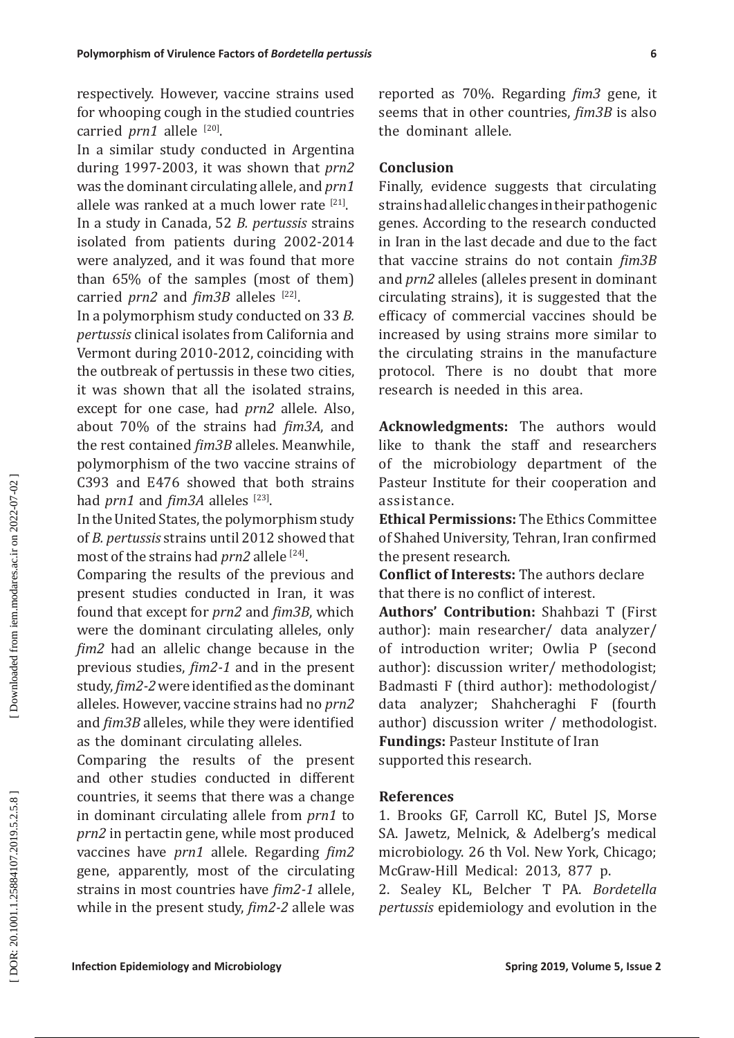respectively. However, vaccine strains used for whooping cough in the studied countries carried *prn1* allele [20].

In a similar study conducted in Argentina during 1997-2003, it was shown that *prn2* was the dominant circulating allele, and *prn1* allele was ranked at a much lower rate [21].

In a study in Canada, 52 *B. pertussis* strains isolated from patients during 2002-2014 were analyzed, and it was found that more than 65% of the samples (most of them) carried *prn2* and *fim3B* alleles [22].

In a polymorphism study conducted on 33 *B. pertussis* clinical isolates from California and Vermont during 2010-2012, coinciding with the outbreak of pertussis in these two cities, it was shown that all the isolated strains, except for one case, had *prn2* allele. Also, about 70% of the strains had *fim3A*, and the rest contained *fim3B* alleles. Meanwhile, polymorphism of the two vaccine strains of C393 and E476 showed that both strains had *prn1* and *fim3A* alleles [23].

In the United States, the polymorphism study of *B. pertussis* strains until 2012 showed that most of the strains had *prn2* allele [24].

Comparing the results of the previous and present studies conducted in Iran, it was found that except for *prn2* and *fim3B*, which were the dominant circulating alleles, only *fim2* had an allelic change because in the previous studies, *fim2-1* and in the present study, *fim2-2* were identified as the dominant alleles. However, vaccine strains had no *prn2* and *fim3B* alleles, while they were identified as the dominant circulating alleles.

Comparing the results of the present and other studies conducted in different countries, it seems that there was a change in dominant circulating allele from *prn1* to *prn2* in pertactin gene, while most produced vaccines have *prn1* allele. Regarding *fim2* gene, apparently, most of the circulating strains in most countries have *fim2-1* allele, while in the present study, *fim2-2* allele was reported as 70%. Regarding *fim3* gene, it seems that in other countries, *fim3B* is also the dominant allele.

## Conclusion

Finally, evidence suggests that circulating strains had allelic changes in their pathogenic genes. According to the research conducted in Iran in the last decade and due to the fact that vaccine strains do not contain *fim3B* and *prn2* alleles (alleles present in dominant circulating strains), it is suggested that the efficacy of commercial vaccines should be increased by using strains more similar to the circulating strains in the manufacture protocol. There is no doubt that more research is needed in this area.

**Acknowledgments:** The authors would like to thank the staff and researchers of the microbiology department of the Pasteur Institute for their cooperation and assistance.

**Ethical Permissions:** The Ethics Committee of Shahed University, Tehran, Iran confirmed the present research.

**Conflict of Interests:** The authors declare that there is no conflict of interest.

**Authors' Contribution:** Shahbazi T (First author): main researcher/ data analyzer/ of introduction writer; Owlia P (second author): discussion writer/ methodologist; Badmasti F (third author): methodologist/ data analyzer; Shahcheraghi F (fourth author) discussion writer / methodologist.

**Fundings:** Pasteur Institute of Iran supported this research.

## References

1. Brooks GF, Carroll KC, Butel JS, Morse SA. Jawetz, Melnick, & Adelberg's medical microbiology. 26 th Vol. New York, Chicago; McGraw-Hill Medical: 2013, 877 p.

2. Sealey KL, Belcher T PA. *Bordetella pertussis* epidemiology and evolution in the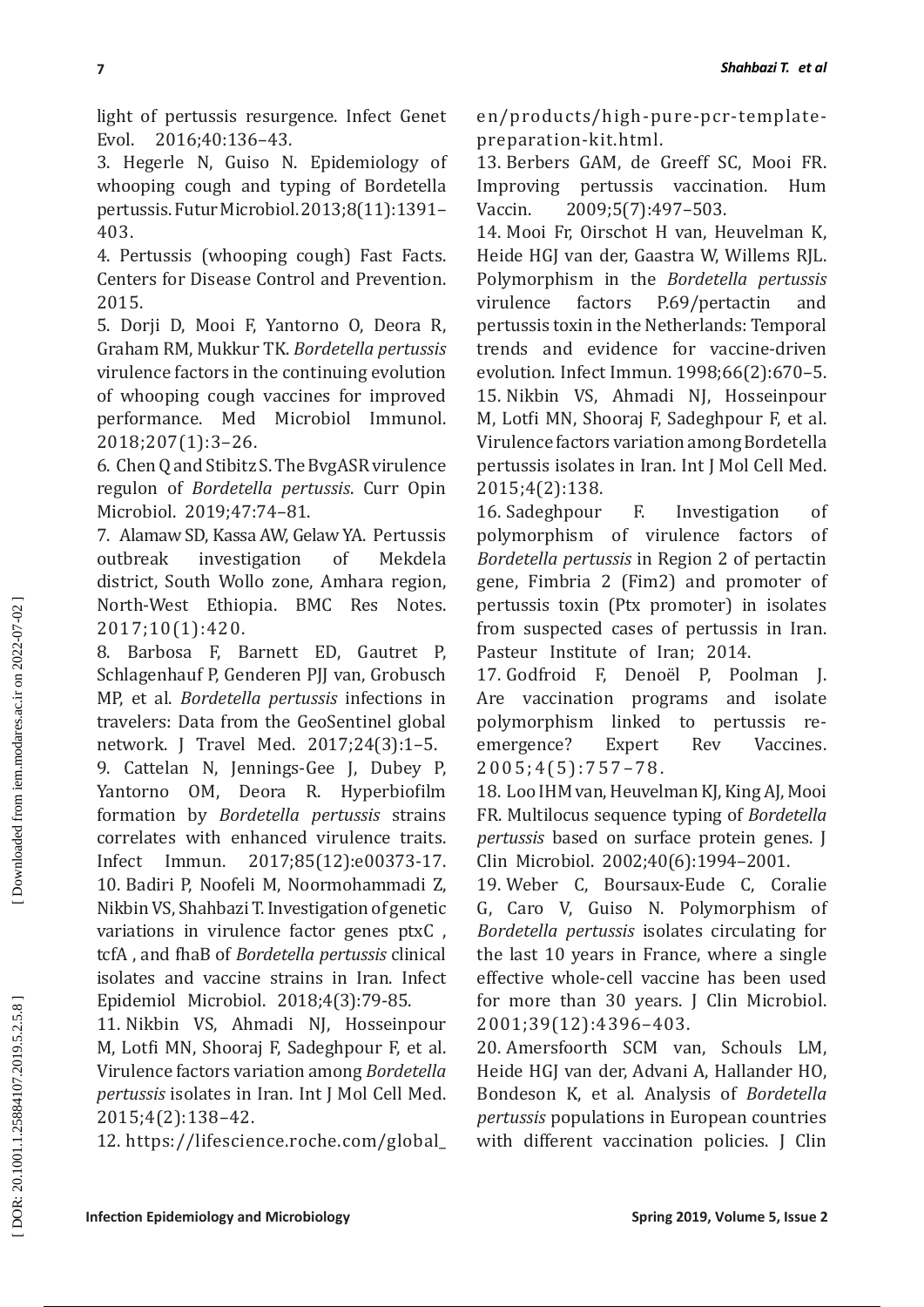light of pertussis resurgence. Infect Genet Evol. 2016;40:136–43.

3. Hegerle N, Guiso N. Epidemiology of whooping cough and typing of Bordetella pertussis. Futur Microbiol. 2013;8(11):1391–403.

4. Pertussis (whooping cough) Fast Facts. Centers for Disease Control and Prevention. 2015.

5. Dorji D, Mooi F, Yantorno O, Deora R, Graham RM, Mukkur TK. *Bordetella pertussis* virulence factors in the continuing evolution of whooping cough vaccines for improved performance. Med Microbiol Immunol. 2018;207(1):3–26.

6. Chen Q and Stibitz S. The BvgASR virulence regulon of *Bordetella pertussis*. Curr Opin Microbiol. 2019;47:74–81.

7. Alamaw SD, Kassa AW, Gelaw YA. Pertussis outbreak investigation of Mekdela district, South Wollo zone, Amhara region, North-West Ethiopia. BMC Res Notes. 2017;10(1):420.

8. Barbosa F, Barnett ED, Gautret P, Schlagenhauf P, Genderen PJJ van, Grobusch MP, et al. *Bordetella pertussis* infections in travelers: Data from the GeoSentinel global network. J Travel Med. 2017;24(3):1–5.

9. Cattelan N, Jennings-Gee J, Dubey P, Yantorno OM, Deora R. Hyperbiofilm formation by *Bordetella pertussis* strains correlates with enhanced virulence traits. Infect Immun. 2017;85(12):e00373-17.

10. Badiri P, Noofeli M, Noormohammadi Z, Nikbin VS, Shahbazi T. Investigation of genetic variations in virulence factor genes ptxC , tcfA , and fhaB of *Bordetella pertussis* clinical isolates and vaccine strains in Iran. Infect Epidemiol Microbiol. 2018;4(3):79-85.

11. Nikbin VS, Ahmadi NJ, Hosseinpour M, Lotfi MN, Shooraj F, Sadeghpour F, et al. Virulence factors variation among *Bordetella pertussis* isolates in Iran. Int J Mol Cell Med. 2015;4(2):138–42.

12. https://lifescience.roche.com/global_en/products/high-pure-pcr-template-preparation-kit.html.

13. Berbers GAM, de Greeff SC, Mooi FR. Improving pertussis vaccination. Hum Vaccin. 2009;5(7):497–503.

14. Mooi Fr, Oirschot H van, Heuvelman K, Heide HGJ van der, Gaastra W, Willems RJL. Polymorphism in the *Bordetella pertussis* virulence factors P.69/pertactin and pertussis toxin in the Netherlands: Temporal trends and evidence for vaccine-driven evolution. Infect Immun. 1998;66(2):670–5.

15. Nikbin VS, Ahmadi NJ, Hosseinpour M, Lotfi MN, Shooraj F, Sadeghpour F, et al. Virulence factors variation among Bordetella pertussis isolates in Iran. Int J Mol Cell Med. 2015;4(2):138.

16. Sadeghpour F. Investigation of polymorphism of virulence factors of *Bordetella pertussis* in Region 2 of pertactin gene, Fimbria 2 (Fim2) and promoter of pertussis toxin (Ptx promoter) in isolates from suspected cases of pertussis in Iran. Pasteur Institute of Iran; 2014.

17. Godfroid F, Denoël P, Poolman J. Are vaccination programs and isolate polymorphism linked to pertussis re-emergence? Expert Rev Vaccines. 2005;4(5):757–78.

18. Loo IHM van, Heuvelman KJ, King AJ, Mooi FR. Multilocus sequence typing of *Bordetella pertussis* based on surface protein genes. J Clin Microbiol. 2002;40(6):1994–2001.

19. Weber C, Boursaux-Eude C, Coralie G, Caro V, Guiso N. Polymorphism of *Bordetella pertussis* isolates circulating for the last 10 years in France, where a single effective whole-cell vaccine has been used for more than 30 years. J Clin Microbiol. 2001;39(12):4396–403.

20. Amersfoorth SCM van, Schouls LM, Heide HGJ van der, Advani A, Hallander HO, Bondeson K, et al. Analysis of *Bordetella pertussis* populations in European countries with different vaccination policies. J Clin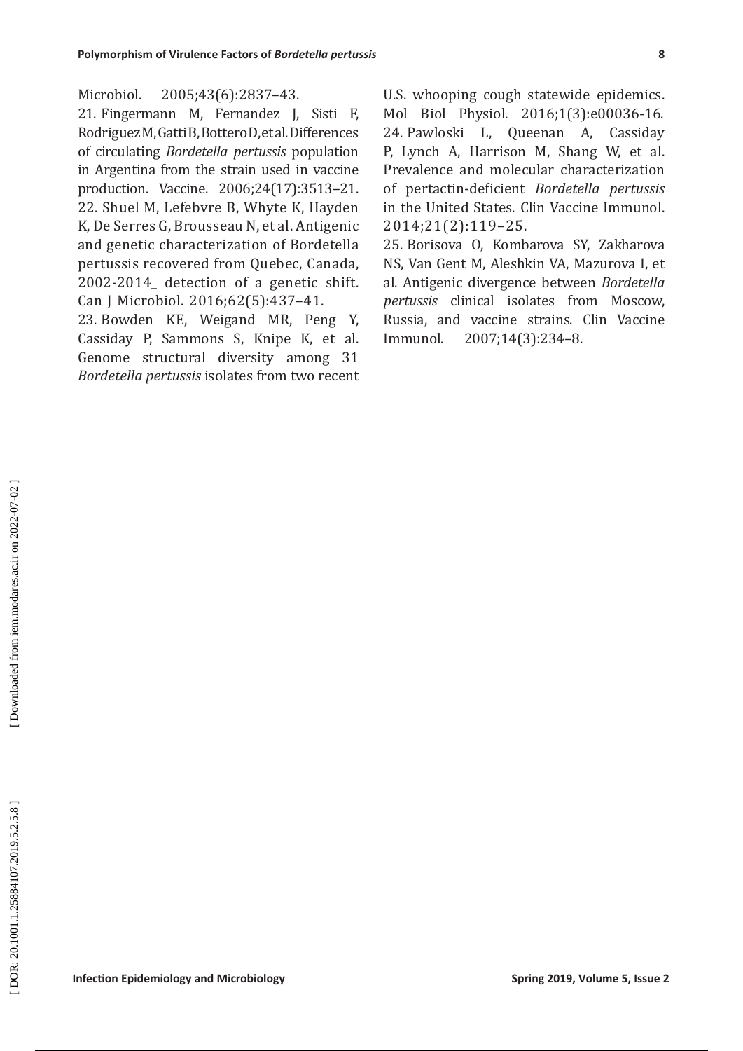Microbiol. 2005;43(6):2837–43.

21. Fingermann M, Fernandez J, Sisti F, Rodriguez M, Gatti B, Bottero D, et al. Differences of circulating *Bordetella pertussis* population in Argentina from the strain used in vaccine production. Vaccine. 2006;24(17):3513–21.

22. Shuel M, Lefebvre B, Whyte K, Hayden K, De Serres G, Brousseau N, et al. Antigenic and genetic characterization of Bordetella pertussis recovered from Quebec, Canada, 2002-2014_ detection of a genetic shift. Can J Microbiol. 2016;62(5):437–41.

23. Bowden KE, Weigand MR, Peng Y, Cassiday P, Sammons S, Knipe K, et al. Genome structural diversity among 31 *Bordetella pertussis* isolates from two recent U.S. whooping cough statewide epidemics. Mol Biol Physiol. 2016;1(3):e00036-16.

24. Pawloski L, Queenan A, Cassiday P, Lynch A, Harrison M, Shang W, et al. Prevalence and molecular characterization of pertactin-deficient *Bordetella pertussis* in the United States. Clin Vaccine Immunol. 2014;21(2):119–25.

25. Borisova O, Kombarova SY, Zakharova NS, Van Gent M, Aleshkin VA, Mazurova I, et al. Antigenic divergence between *Bordetella pertussis* clinical isolates from Moscow, Russia, and vaccine strains. Clin Vaccine Immunol. 2007;14(3):234–8.